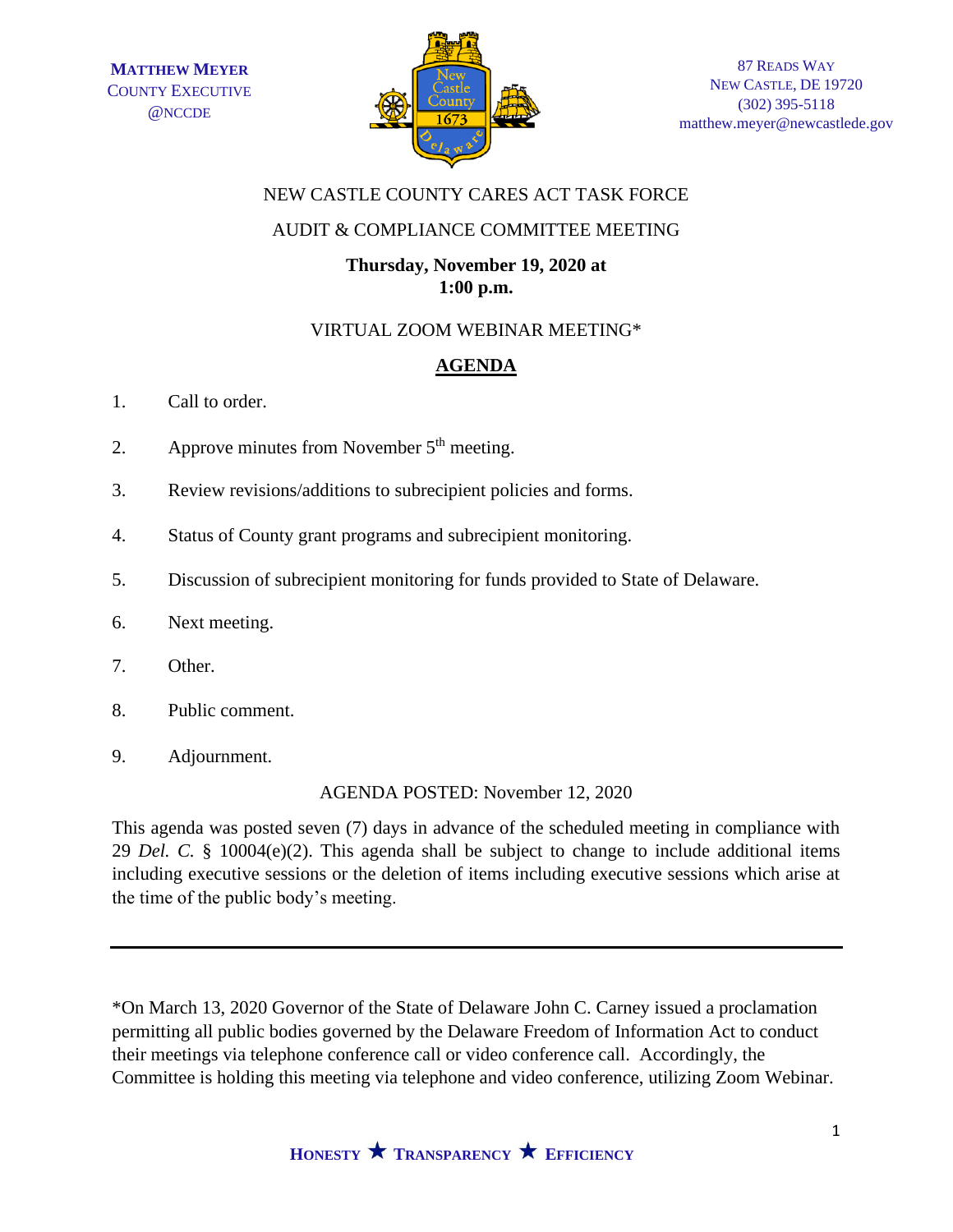**MATTHEW MEYER**
COUNTY EXECUTIVE
@NCCDE

87 READS WAY
NEW CASTLE, DE 19720
(302) 395-5118
matthew.meyer@newcastlede.gov

NEW CASTLE COUNTY CARES ACT TASK FORCE

AUDIT & COMPLIANCE COMMITTEE MEETING

**Thursday, November 19, 2020 at**
**1:00 p.m.**

VIRTUAL ZOOM WEBINAR MEETING*

## AGENDA

1. Call to order.
2. Approve minutes from November 5th meeting.
3. Review revisions/additions to subrecipient policies and forms.
4. Status of County grant programs and subrecipient monitoring.
5. Discussion of subrecipient monitoring for funds provided to State of Delaware.
6. Next meeting.
7. Other.
8. Public comment.
9. Adjournment.

AGENDA POSTED: November 12, 2020

This agenda was posted seven (7) days in advance of the scheduled meeting in compliance with 29 *Del. C.* § 10004(e)(2). This agenda shall be subject to change to include additional items including executive sessions or the deletion of items including executive sessions which arise at the time of the public body's meeting.

---

*On March 13, 2020 Governor of the State of Delaware John C. Carney issued a proclamation permitting all public bodies governed by the Delaware Freedom of Information Act to conduct their meetings via telephone conference call or video conference call. Accordingly, the Committee is holding this meeting via telephone and video conference, utilizing Zoom Webinar.

**HONESTY ★ TRANSPARENCY ★ EFFICIENCY**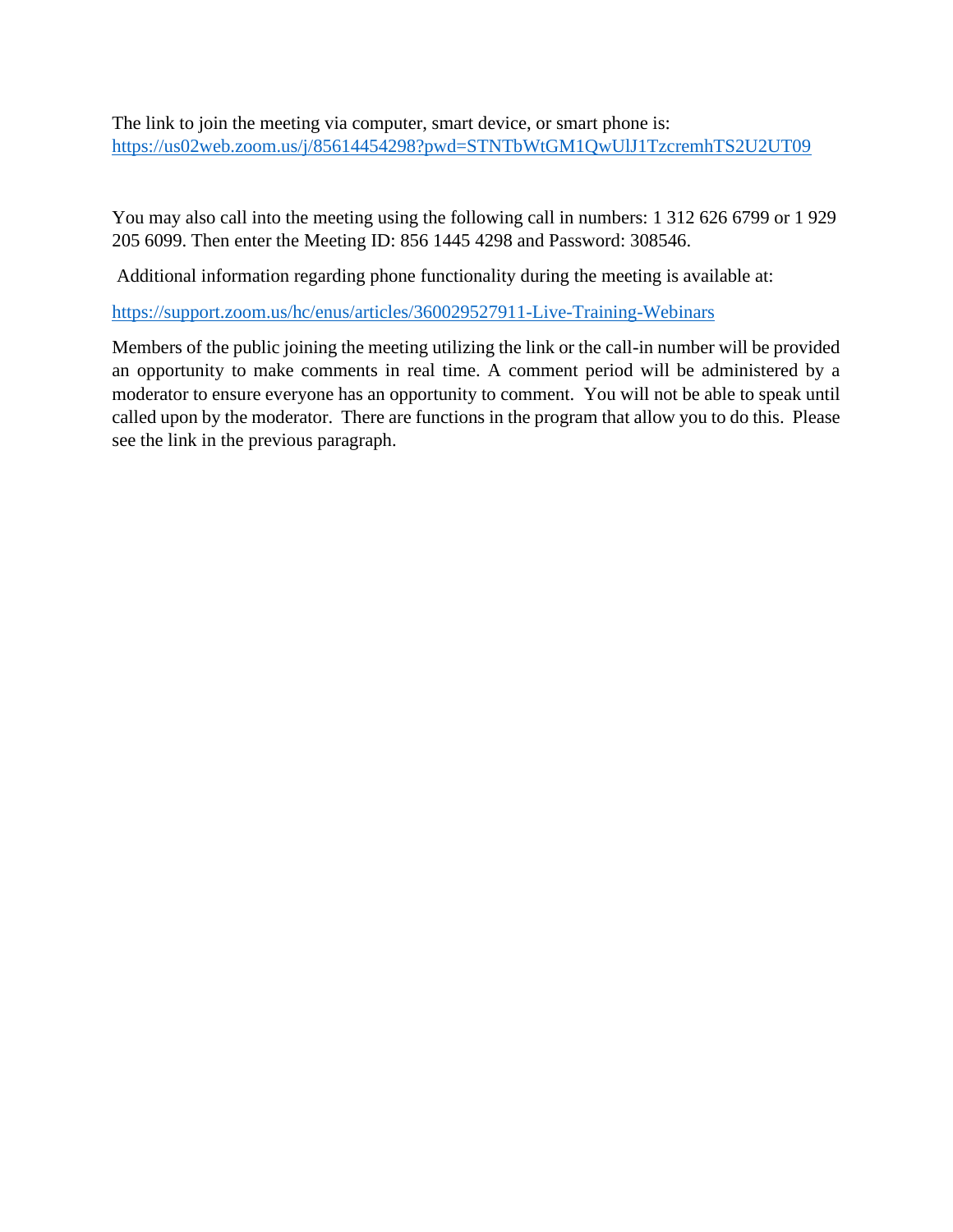The link to join the meeting via computer, smart device, or smart phone is:
https://us02web.zoom.us/j/85614454298?pwd=STNTbWtGM1QwUlJ1TzcremhTS2U2UT09

You may also call into the meeting using the following call in numbers: 1 312 626 6799 or 1 929 205 6099. Then enter the Meeting ID: 856 1445 4298 and Password: 308546.

Additional information regarding phone functionality during the meeting is available at:

https://support.zoom.us/hc/enus/articles/360029527911-Live-Training-Webinars

Members of the public joining the meeting utilizing the link or the call-in number will be provided an opportunity to make comments in real time. A comment period will be administered by a moderator to ensure everyone has an opportunity to comment. You will not be able to speak until called upon by the moderator. There are functions in the program that allow you to do this. Please see the link in the previous paragraph.